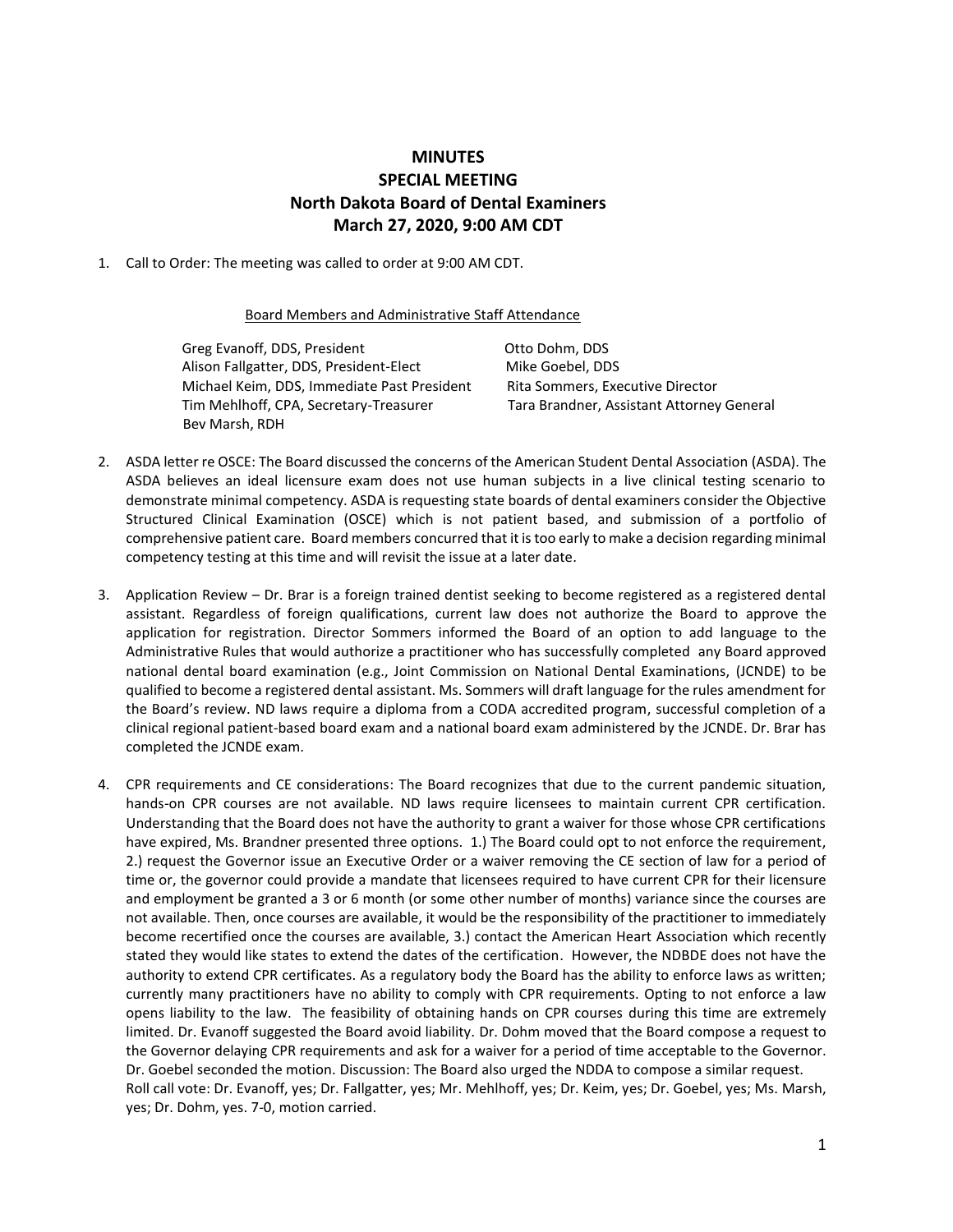**MINUTES**
**SPECIAL MEETING**
**North Dakota Board of Dental Examiners**
**March 27, 2020, 9:00 AM CDT**

1. Call to Order: The meeting was called to order at 9:00 AM CDT.

<u>Board Members and Administrative Staff Attendance</u>

Greg Evanoff, DDS, President
Alison Fallgatter, DDS, President-Elect
Michael Keim, DDS, Immediate Past President
Tim Mehlhoff, CPA, Secretary-Treasurer
Bev Marsh, RDH
Otto Dohm, DDS
Mike Goebel, DDS
Rita Sommers, Executive Director
Tara Brandner, Assistant Attorney General

2. ASDA letter re OSCE: The Board discussed the concerns of the American Student Dental Association (ASDA). The ASDA believes an ideal licensure exam does not use human subjects in a live clinical testing scenario to demonstrate minimal competency. ASDA is requesting state boards of dental examiners consider the Objective Structured Clinical Examination (OSCE) which is not patient based, and submission of a portfolio of comprehensive patient care. Board members concurred that it is too early to make a decision regarding minimal competency testing at this time and will revisit the issue at a later date.

3. Application Review – Dr. Brar is a foreign trained dentist seeking to become registered as a registered dental assistant. Regardless of foreign qualifications, current law does not authorize the Board to approve the application for registration. Director Sommers informed the Board of an option to add language to the Administrative Rules that would authorize a practitioner who has successfully completed any Board approved national dental board examination (e.g., Joint Commission on National Dental Examinations, (JCNDE) to be qualified to become a registered dental assistant. Ms. Sommers will draft language for the rules amendment for the Board's review. ND laws require a diploma from a CODA accredited program, successful completion of a clinical regional patient-based board exam and a national board exam administered by the JCNDE. Dr. Brar has completed the JCNDE exam.

4. CPR requirements and CE considerations: The Board recognizes that due to the current pandemic situation, hands-on CPR courses are not available. ND laws require licensees to maintain current CPR certification. Understanding that the Board does not have the authority to grant a waiver for those whose CPR certifications have expired, Ms. Brandner presented three options. 1.) The Board could opt to not enforce the requirement, 2.) request the Governor issue an Executive Order or a waiver removing the CE section of law for a period of time or, the governor could provide a mandate that licensees required to have current CPR for their licensure and employment be granted a 3 or 6 month (or some other number of months) variance since the courses are not available. Then, once courses are available, it would be the responsibility of the practitioner to immediately become recertified once the courses are available, 3.) contact the American Heart Association which recently stated they would like states to extend the dates of the certification. However, the NDBDE does not have the authority to extend CPR certificates. As a regulatory body the Board has the ability to enforce laws as written; currently many practitioners have no ability to comply with CPR requirements. Opting to not enforce a law opens liability to the law. The feasibility of obtaining hands on CPR courses during this time are extremely limited. Dr. Evanoff suggested the Board avoid liability. Dr. Dohm moved that the Board compose a request to the Governor delaying CPR requirements and ask for a waiver for a period of time acceptable to the Governor. Dr. Goebel seconded the motion. Discussion: The Board also urged the NDDA to compose a similar request.
Roll call vote: Dr. Evanoff, yes; Dr. Fallgatter, yes; Mr. Mehlhoff, yes; Dr. Keim, yes; Dr. Goebel, yes; Ms. Marsh, yes; Dr. Dohm, yes. 7-0, motion carried.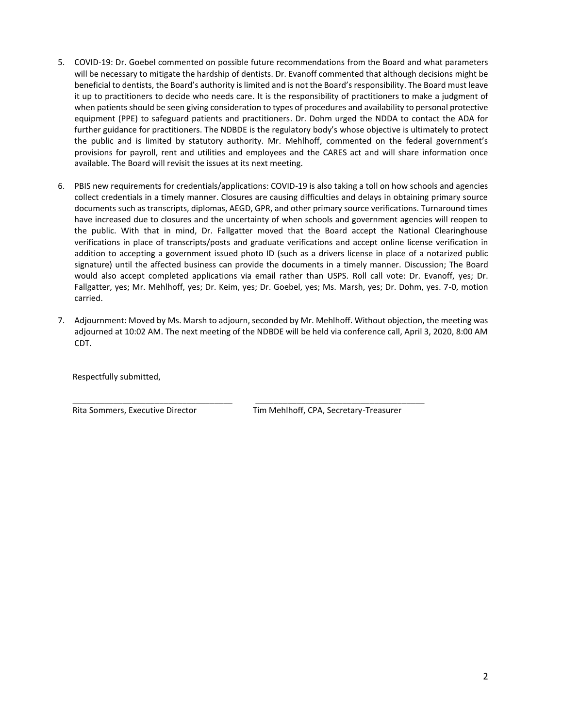5. COVID-19: Dr. Goebel commented on possible future recommendations from the Board and what parameters will be necessary to mitigate the hardship of dentists. Dr. Evanoff commented that although decisions might be beneficial to dentists, the Board's authority is limited and is not the Board's responsibility. The Board must leave it up to practitioners to decide who needs care. It is the responsibility of practitioners to make a judgment of when patients should be seen giving consideration to types of procedures and availability to personal protective equipment (PPE) to safeguard patients and practitioners. Dr. Dohm urged the NDDA to contact the ADA for further guidance for practitioners. The NDBDE is the regulatory body's whose objective is ultimately to protect the public and is limited by statutory authority. Mr. Mehlhoff, commented on the federal government's provisions for payroll, rent and utilities and employees and the CARES act and will share information once available. The Board will revisit the issues at its next meeting.

6. PBIS new requirements for credentials/applications: COVID-19 is also taking a toll on how schools and agencies collect credentials in a timely manner. Closures are causing difficulties and delays in obtaining primary source documents such as transcripts, diplomas, AEGD, GPR, and other primary source verifications. Turnaround times have increased due to closures and the uncertainty of when schools and government agencies will reopen to the public. With that in mind, Dr. Fallgatter moved that the Board accept the National Clearinghouse verifications in place of transcripts/posts and graduate verifications and accept online license verification in addition to accepting a government issued photo ID (such as a drivers license in place of a notarized public signature) until the affected business can provide the documents in a timely manner. Discussion; The Board would also accept completed applications via email rather than USPS. Roll call vote: Dr. Evanoff, yes; Dr. Fallgatter, yes; Mr. Mehlhoff, yes; Dr. Keim, yes; Dr. Goebel, yes; Ms. Marsh, yes; Dr. Dohm, yes. 7-0, motion carried.

7. Adjournment: Moved by Ms. Marsh to adjourn, seconded by Mr. Mehlhoff. Without objection, the meeting was adjourned at 10:02 AM. The next meeting of the NDBDE will be held via conference call, April 3, 2020, 8:00 AM CDT.

Respectfully submitted,

___________________________________ ___________________________________

Rita Sommers, Executive Director Tim Mehlhoff, CPA, Secretary-Treasurer